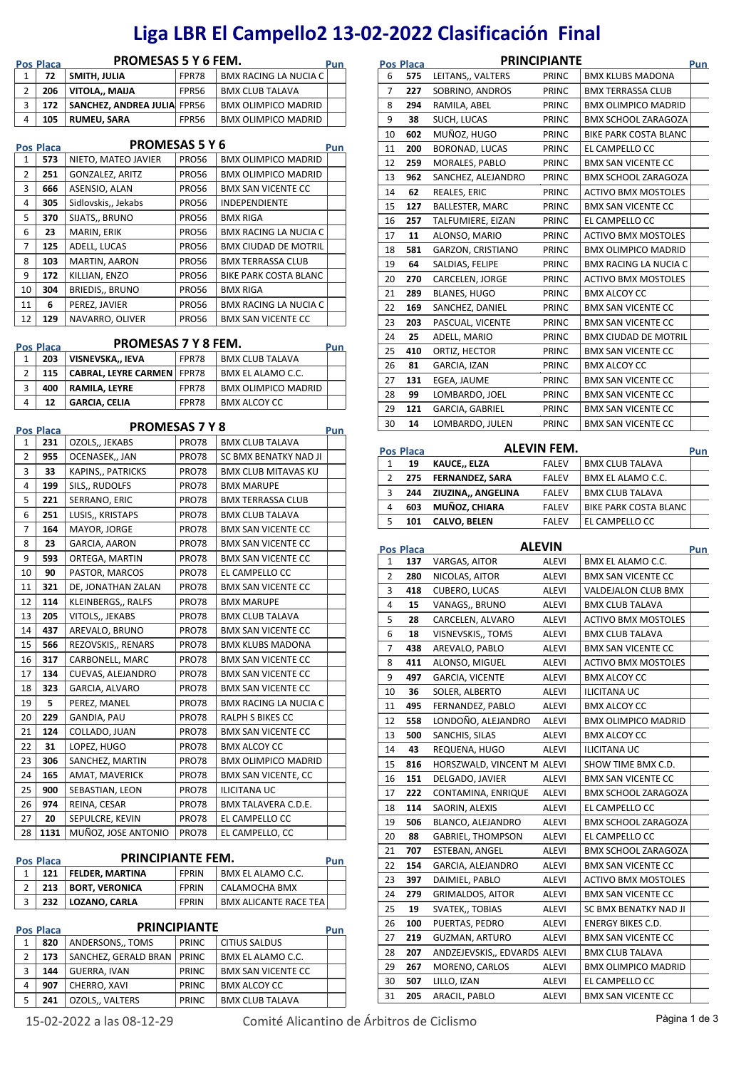# Liga LBR El Campello2 13-02-2022 Clasificación Final

## PROMESAS 5 Y 6 FEM.

| Pos | Placa | | | | Pun |
|---|---|---|---|---|---|
| 1 | 72 | **SMITH, JULIA** | FPR78 | BMX RACING LA NUCIA C | |
| 2 | 206 | **VITOLA,, MAIJA** | FPR56 | BMX CLUB TALAVA | |
| 3 | 172 | **SANCHEZ, ANDREA JULIA** | FPR56 | BMX OLIMPICO MADRID | |
| 4 | 105 | **RUMEU, SARA** | FPR56 | BMX OLIMPICO MADRID | |

## PROMESAS 5 Y 6

| Pos | Placa | | | | Pun |
|---|---|---|---|---|---|
| 1 | 573 | NIETO, MATEO JAVIER | PRO56 | BMX OLIMPICO MADRID | |
| 2 | 251 | GONZALEZ, ARITZ | PRO56 | BMX OLIMPICO MADRID | |
| 3 | 666 | ASENSIO, ALAN | PRO56 | BMX SAN VICENTE CC | |
| 4 | 305 | Sidlovskis,, Jekabs | PRO56 | INDEPENDIENTE | |
| 5 | 370 | SIJATS,, BRUNO | PRO56 | BMX RIGA | |
| 6 | 23 | MARIN, ERIK | PRO56 | BMX RACING LA NUCIA C | |
| 7 | 125 | ADELL, LUCAS | PRO56 | BMX CIUDAD DE MOTRIL | |
| 8 | 103 | MARTIN, AARON | PRO56 | BMX TERRASSA CLUB | |
| 9 | 172 | KILLIAN, ENZO | PRO56 | BIKE PARK COSTA BLANC | |
| 10 | 304 | BRIEDIS,, BRUNO | PRO56 | BMX RIGA | |
| 11 | 6 | PEREZ, JAVIER | PRO56 | BMX RACING LA NUCIA C | |
| 12 | 129 | NAVARRO, OLIVER | PRO56 | BMX SAN VICENTE CC | |

## PROMESAS 7 Y 8 FEM.

| Pos | Placa | | | | Pun |
|---|---|---|---|---|---|
| 1 | 203 | **VISNEVSKA,, IEVA** | FPR78 | BMX CLUB TALAVA | |
| 2 | 115 | **CABRAL, LEYRE CARMEN** | FPR78 | BMX EL ALAMO C.C. | |
| 3 | 400 | **RAMILA, LEYRE** | FPR78 | BMX OLIMPICO MADRID | |
| 4 | 12 | **GARCIA, CELIA** | FPR78 | BMX ALCOY CC | |

## PROMESAS 7 Y 8

| Pos | Placa | | | | Pun |
|---|---|---|---|---|---|
| 1 | 231 | OZOLS,, JEKABS | PRO78 | BMX CLUB TALAVA | |
| 2 | 955 | OCENASEK,, JAN | PRO78 | SC BMX BENATKY NAD JI | |
| 3 | 33 | KAPINS,, PATRICKS | PRO78 | BMX CLUB MITAVAS KU | |
| 4 | 199 | SILS,, RUDOLFS | PRO78 | BMX MARUPE | |
| 5 | 221 | SERRANO, ERIC | PRO78 | BMX TERRASSA CLUB | |
| 6 | 251 | LUSIS,, KRISTAPS | PRO78 | BMX CLUB TALAVA | |
| 7 | 164 | MAYOR, JORGE | PRO78 | BMX SAN VICENTE CC | |
| 8 | 23 | GARCIA, AARON | PRO78 | BMX SAN VICENTE CC | |
| 9 | 593 | ORTEGA, MARTIN | PRO78 | BMX SAN VICENTE CC | |
| 10 | 90 | PASTOR, MARCOS | PRO78 | EL CAMPELLO CC | |
| 11 | 321 | DE, JONATHAN ZALAN | PRO78 | BMX SAN VICENTE CC | |
| 12 | 114 | KLEINBERGS,, RALFS | PRO78 | BMX MARUPE | |
| 13 | 205 | VITOLS,, JEKABS | PRO78 | BMX CLUB TALAVA | |
| 14 | 437 | AREVALO, BRUNO | PRO78 | BMX SAN VICENTE CC | |
| 15 | 566 | REZOVSKIS,, RENARS | PRO78 | BMX KLUBS MADONA | |
| 16 | 317 | CARBONELL, MARC | PRO78 | BMX SAN VICENTE CC | |
| 17 | 134 | CUEVAS, ALEJANDRO | PRO78 | BMX SAN VICENTE CC | |
| 18 | 323 | GARCIA, ALVARO | PRO78 | BMX SAN VICENTE CC | |
| 19 | 5 | PEREZ, MANEL | PRO78 | BMX RACING LA NUCIA C | |
| 20 | 229 | GANDIA, PAU | PRO78 | RALPH S BIKES CC | |
| 21 | 124 | COLLADO, JUAN | PRO78 | BMX SAN VICENTE CC | |
| 22 | 31 | LOPEZ, HUGO | PRO78 | BMX ALCOY CC | |
| 23 | 306 | SANCHEZ, MARTIN | PRO78 | BMX OLIMPICO MADRID | |
| 24 | 165 | AMAT, MAVERICK | PRO78 | BMX SAN VICENTE, CC | |
| 25 | 900 | SEBASTIAN, LEON | PRO78 | ILICITANA UC | |
| 26 | 974 | REINA, CESAR | PRO78 | BMX TALAVERA C.D.E. | |
| 27 | 20 | SEPULCRE, KEVIN | PRO78 | EL CAMPELLO CC | |
| 28 | 1131 | MUÑOZ, JOSE ANTONIO | PRO78 | EL CAMPELLO, CC | |

## PRINCIPIANTE FEM.

| Pos | Placa | | | | Pun |
|---|---|---|---|---|---|
| 1 | 121 | **FELDER, MARTINA** | FPRIN | BMX EL ALAMO C.C. | |
| 2 | 213 | **BORT, VERONICA** | FPRIN | CALAMOCHA BMX | |
| 3 | 232 | **LOZANO, CARLA** | FPRIN | BMX ALICANTE RACE TEA | |

## PRINCIPIANTE

| Pos | Placa | | | | Pun |
|---|---|---|---|---|---|
| 1 | 820 | ANDERSONS,, TOMS | PRINC | CITIUS SALDUS | |
| 2 | 173 | SANCHEZ, GERALD BRAN | PRINC | BMX EL ALAMO C.C. | |
| 3 | 144 | GUERRA, IVAN | PRINC | BMX SAN VICENTE CC | |
| 4 | 907 | CHERRO, XAVI | PRINC | BMX ALCOY CC | |
| 5 | 241 | OZOLS,, VALTERS | PRINC | BMX CLUB TALAVA | |
| 6 | 575 | LEITANS,, VALTERS | PRINC | BMX KLUBS MADONA | |
| 7 | 227 | SOBRINO, ANDROS | PRINC | BMX TERRASSA CLUB | |
| 8 | 294 | RAMILA, ABEL | PRINC | BMX OLIMPICO MADRID | |
| 9 | 38 | SUCH, LUCAS | PRINC | BMX SCHOOL ZARAGOZA | |
| 10 | 602 | MUÑOZ, HUGO | PRINC | BIKE PARK COSTA BLANC | |
| 11 | 200 | BORONAD, LUCAS | PRINC | EL CAMPELLO CC | |
| 12 | 259 | MORALES, PABLO | PRINC | BMX SAN VICENTE CC | |
| 13 | 962 | SANCHEZ, ALEJANDRO | PRINC | BMX SCHOOL ZARAGOZA | |
| 14 | 62 | REALES, ERIC | PRINC | ACTIVO BMX MOSTOLES | |
| 15 | 127 | BALLESTER, MARC | PRINC | BMX SAN VICENTE CC | |
| 16 | 257 | TALFUMIERE, EIZAN | PRINC | EL CAMPELLO CC | |
| 17 | 11 | ALONSO, MARIO | PRINC | ACTIVO BMX MOSTOLES | |
| 18 | 581 | GARZON, CRISTIANO | PRINC | BMX OLIMPICO MADRID | |
| 19 | 64 | SALDIAS, FELIPE | PRINC | BMX RACING LA NUCIA C | |
| 20 | 270 | CARCELEN, JORGE | PRINC | ACTIVO BMX MOSTOLES | |
| 21 | 289 | BLANES, HUGO | PRINC | BMX ALCOY CC | |
| 22 | 169 | SANCHEZ, DANIEL | PRINC | BMX SAN VICENTE CC | |
| 23 | 203 | PASCUAL, VICENTE | PRINC | BMX SAN VICENTE CC | |
| 24 | 25 | ADELL, MARIO | PRINC | BMX CIUDAD DE MOTRIL | |
| 25 | 410 | ORTIZ, HECTOR | PRINC | BMX SAN VICENTE CC | |
| 26 | 81 | GARCIA, IZAN | PRINC | BMX ALCOY CC | |
| 27 | 131 | EGEA, JAUME | PRINC | BMX SAN VICENTE CC | |
| 28 | 99 | LOMBARDO, JOEL | PRINC | BMX SAN VICENTE CC | |
| 29 | 121 | GARCIA, GABRIEL | PRINC | BMX SAN VICENTE CC | |
| 30 | 14 | LOMBARDO, JULEN | PRINC | BMX SAN VICENTE CC | |

## ALEVIN FEM.

| Pos | Placa | | | | Pun |
|---|---|---|---|---|---|
| 1 | 19 | **KAUCE,, ELZA** | FALEV | BMX CLUB TALAVA | |
| 2 | 275 | **FERNANDEZ, SARA** | FALEV | BMX EL ALAMO C.C. | |
| 3 | 244 | **ZIUZINA,, ANGELINA** | FALEV | BMX CLUB TALAVA | |
| 4 | 603 | **MUÑOZ, CHIARA** | FALEV | BIKE PARK COSTA BLANC | |
| 5 | 101 | **CALVO, BELEN** | FALEV | EL CAMPELLO CC | |

## ALEVIN

| Pos | Placa | | | | Pun |
|---|---|---|---|---|---|
| 1 | 137 | VARGAS, AITOR | ALEVI | BMX EL ALAMO C.C. | |
| 2 | 280 | NICOLAS, AITOR | ALEVI | BMX SAN VICENTE CC | |
| 3 | 418 | CUBERO, LUCAS | ALEVI | VALDEJALON CLUB BMX | |
| 4 | 15 | VANAGS,, BRUNO | ALEVI | BMX CLUB TALAVA | |
| 5 | 28 | CARCELEN, ALVARO | ALEVI | ACTIVO BMX MOSTOLES | |
| 6 | 18 | VISNEVSKIS,, TOMS | ALEVI | BMX CLUB TALAVA | |
| 7 | 438 | AREVALO, PABLO | ALEVI | BMX SAN VICENTE CC | |
| 8 | 411 | ALONSO, MIGUEL | ALEVI | ACTIVO BMX MOSTOLES | |
| 9 | 497 | GARCIA, VICENTE | ALEVI | BMX ALCOY CC | |
| 10 | 36 | SOLER, ALBERTO | ALEVI | ILICITANA UC | |
| 11 | 495 | FERNANDEZ, PABLO | ALEVI | BMX ALCOY CC | |
| 12 | 558 | LONDOÑO, ALEJANDRO | ALEVI | BMX OLIMPICO MADRID | |
| 13 | 500 | SANCHIS, SILAS | ALEVI | BMX ALCOY CC | |
| 14 | 43 | REQUENA, HUGO | ALEVI | ILICITANA UC | |
| 15 | 816 | HORSZWALD, VINCENT M | ALEVI | SHOW TIME BMX C.D. | |
| 16 | 151 | DELGADO, JAVIER | ALEVI | BMX SAN VICENTE CC | |
| 17 | 222 | CONTAMINA, ENRIQUE | ALEVI | BMX SCHOOL ZARAGOZA | |
| 18 | 114 | SAORIN, ALEXIS | ALEVI | EL CAMPELLO CC | |
| 19 | 506 | BLANCO, ALEJANDRO | ALEVI | BMX SCHOOL ZARAGOZA | |
| 20 | 88 | GABRIEL, THOMPSON | ALEVI | EL CAMPELLO CC | |
| 21 | 707 | ESTEBAN, ANGEL | ALEVI | BMX SCHOOL ZARAGOZA | |
| 22 | 154 | GARCIA, ALEJANDRO | ALEVI | BMX SAN VICENTE CC | |
| 23 | 397 | DAIMIEL, PABLO | ALEVI | ACTIVO BMX MOSTOLES | |
| 24 | 279 | GRIMALDOS, AITOR | ALEVI | BMX SAN VICENTE CC | |
| 25 | 19 | SVATEK,, TOBIAS | ALEVI | SC BMX BENATKY NAD JI | |
| 26 | 100 | PUERTAS, PEDRO | ALEVI | ENERGY BIKES C.D. | |
| 27 | 219 | GUZMAN, ARTURO | ALEVI | BMX SAN VICENTE CC | |
| 28 | 207 | ANDZEJEVSKIS,, EDVARDS | ALEVI | BMX CLUB TALAVA | |
| 29 | 267 | MORENO, CARLOS | ALEVI | BMX OLIMPICO MADRID | |
| 30 | 507 | LILLO, IZAN | ALEVI | EL CAMPELLO CC | |
| 31 | 205 | ARACIL, PABLO | ALEVI | BMX SAN VICENTE CC | |

15-02-2022 a las 08-12-29 Comité Alicantino de Árbitros de Ciclismo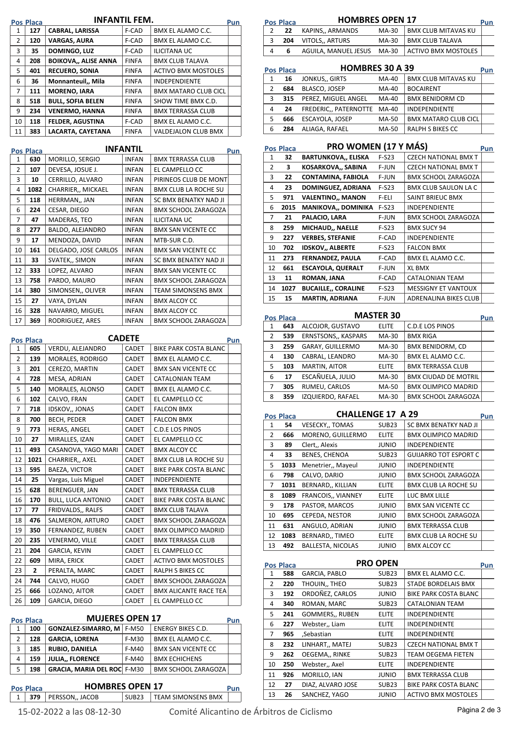## INFANTIL FEM.

| Pos | Placa | Nombre | Cat. | Club | Pun |
|---|---|---|---|---|---|
| 1 | 127 | **CABRAL, LARISSA** | F-CAD | BMX EL ALAMO C.C. | |
| 2 | 120 | **VARGAS, AURA** | F-CAD | BMX EL ALAMO C.C. | |
| 3 | 35 | **DOMINGO, LUZ** | F-CAD | ILICITANA UC | |
| 4 | 208 | **BOIKOVA,, ALISE ANNA** | FINFA | BMX CLUB TALAVA | |
| 5 | 401 | **RECUERO, SONIA** | FINFA | ACTIVO BMX MOSTOLES | |
| 6 | 36 | **Monnanteuil,, Mila** | FINFA | INDEPENDIENTE | |
| 7 | 111 | **MORENO, IARA** | FINFA | BMX MATARO CLUB CICL | |
| 8 | 518 | **BULL, SOFIA BELEN** | FINFA | SHOW TIME BMX C.D. | |
| 9 | 234 | **VENERMO, HANNA** | FINFA | BMX TERRASSA CLUB | |
| 10 | 118 | **FELDER, AGUSTINA** | F-CAD | BMX EL ALAMO C.C. | |
| 11 | 383 | **LACARTA, CAYETANA** | FINFA | VALDEJALON CLUB BMX | |

## INFANTIL

| Pos | Placa | Nombre | Cat. | Club | Pun |
|---|---|---|---|---|---|
| 1 | 630 | MORILLO, SERGIO | INFAN | BMX TERRASSA CLUB | |
| 2 | 107 | DEVESA, JOSUE J. | INFAN | EL CAMPELLO CC | |
| 3 | 10 | CERRILLO, ALVARO | INFAN | PIRINEOS CLUB DE MONT | |
| 4 | 1082 | CHARRIER,, MICKAEL | INFAN | BMX CLUB LA ROCHE SU | |
| 5 | 118 | HERRMAN,, JAN | INFAN | SC BMX BENATKY NAD JI | |
| 6 | 224 | CESAR, DIEGO | INFAN | BMX SCHOOL ZARAGOZA | |
| 7 | 47 | MADERAS, TEO | INFAN | ILICITANA UC | |
| 8 | 277 | BALDO, ALEJANDRO | INFAN | BMX SAN VICENTE CC | |
| 9 | 17 | MENDOZA, DAVID | INFAN | MTB-SUR C.D. | |
| 10 | 161 | DELGADO, JOSE CARLOS | INFAN | BMX SAN VICENTE CC | |
| 11 | 33 | SVATEK,, SIMON | INFAN | SC BMX BENATKY NAD JI | |
| 12 | 333 | LOPEZ, ALVARO | INFAN | BMX SAN VICENTE CC | |
| 13 | 758 | PARDO, MAURO | INFAN | BMX SCHOOL ZARAGOZA | |
| 14 | 380 | SIMONSEN,, OLIVER | INFAN | TEAM SIMONSENS BMX | |
| 15 | 27 | VAYA, DYLAN | INFAN | BMX ALCOY CC | |
| 16 | 328 | NAVARRO, MIGUEL | INFAN | BMX ALCOY CC | |
| 17 | 369 | RODRIGUEZ, ARES | INFAN | BMX SCHOOL ZARAGOZA | |

## CADETE

| Pos | Placa | Nombre | Cat. | Club | Pun |
|---|---|---|---|---|---|
| 1 | 605 | VERDU, ALEJANDRO | CADET | BIKE PARK COSTA BLANC | |
| 2 | 139 | MORALES, RODRIGO | CADET | BMX EL ALAMO C.C. | |
| 3 | 201 | CEREZO, MARTIN | CADET | BMX SAN VICENTE CC | |
| 4 | 728 | MESA, ADRIAN | CADET | CATALONIAN TEAM | |
| 5 | 140 | MORALES, ALONSO | CADET | BMX EL ALAMO C.C. | |
| 6 | 102 | CALVO, FRAN | CADET | EL CAMPELLO CC | |
| 7 | 718 | IDSKOV,, JONAS | CADET | FALCON BMX | |
| 8 | 700 | BECH, PEDER | CADET | FALCON BMX | |
| 9 | 773 | HERAS, ANGEL | CADET | C.D.E LOS PINOS | |
| 10 | 27 | MIRALLES, IZAN | CADET | EL CAMPELLO CC | |
| 11 | 493 | CASANOVA, YAGO MARI | CADET | BMX ALCOY CC | |
| 12 | 1021 | CHARRIER,, AXEL | CADET | BMX CLUB LA ROCHE SU | |
| 13 | 595 | BAEZA, VICTOR | CADET | BIKE PARK COSTA BLANC | |
| 14 | 25 | Vargas, Luis Miguel | CADET | INDEPENDIENTE | |
| 15 | 628 | BERENGUER, JAN | CADET | BMX TERRASSA CLUB | |
| 16 | 170 | BULL, LUCA ANTONIO | CADET | BIKE PARK COSTA BLANC | |
| 17 | 77 | FRIDVALDS,, RALFS | CADET | BMX CLUB TALAVA | |
| 18 | 476 | SALMERON, ARTURO | CADET | BMX SCHOOL ZARAGOZA | |
| 19 | 350 | FERNANDEZ, RUBEN | CADET | BMX OLIMPICO MADRID | |
| 20 | 235 | VENERMO, VILLE | CADET | BMX TERRASSA CLUB | |
| 21 | 204 | GARCIA, KEVIN | CADET | EL CAMPELLO CC | |
| 22 | 609 | MIRA, ERICK | CADET | ACTIVO BMX MOSTOLES | |
| 23 | 2 | PERALTA, MARC | CADET | RALPH S BIKES CC | |
| 24 | 744 | CALVO, HUGO | CADET | BMX SCHOOL ZARAGOZA | |
| 25 | 666 | LOZANO, AITOR | CADET | BMX ALICANTE RACE TEA | |
| 26 | 109 | GARCIA, DIEGO | CADET | EL CAMPELLO CC | |

## MUJERES OPEN 17

| Pos | Placa | Nombre | Cat. | Club | Pun |
|---|---|---|---|---|---|
| 1 | 100 | **GONZALEZ-SIMARRO, M** | F-M50 | ENERGY BIKES C.D. | |
| 2 | 128 | **GARCIA, LORENA** | F-M30 | BMX EL ALAMO C.C. | |
| 3 | 185 | **RUBIO, DANIELA** | F-M40 | BMX SAN VICENTE CC | |
| 4 | 159 | **JULIA,, FLORENCE** | F-M40 | BMX ECHICHENS | |
| 5 | 198 | **GRACIA, MARIA DEL ROC** | F-M30 | BMX SCHOOL ZARAGOZA | |

## HOMBRES OPEN 17

| Pos | Placa | Nombre | Cat. | Club | Pun |
|---|---|---|---|---|---|
| 1 | 379 | PERSSON,, JACOB | SUB23 | TEAM SIMONSENS BMX | |
| 2 | 22 | KAPINS,, ARMANDS | MA-30 | BMX CLUB MITAVAS KU | |
| 3 | 204 | VITOLS,, ARTURS | MA-30 | BMX CLUB TALAVA | |
| 4 | 6 | AGUILA, MANUEL JESUS | MA-30 | ACTIVO BMX MOSTOLES | |

## HOMBRES 30 A 39

| Pos | Placa | Nombre | Cat. | Club | Pun |
|---|---|---|---|---|---|
| 1 | 16 | JONKUS,, GIRTS | MA-40 | BMX CLUB MITAVAS KU | |
| 2 | 684 | BLASCO, JOSEP | MA-40 | BOCAIRENT | |
| 3 | 315 | PEREZ, MIGUEL ANGEL | MA-40 | BMX BENIDORM CD | |
| 4 | 24 | FREDERIC,, PATERNOTTE | MA-40 | INDEPENDIENTE | |
| 5 | 666 | ESCAYOLA, JOSEP | MA-50 | BMX MATARO CLUB CICL | |
| 6 | 284 | ALIAGA, RAFAEL | MA-50 | RALPH S BIKES CC | |

## PRO WOMEN (17 Y MÁS)

| Pos | Placa | Nombre | Cat. | Club | Pun |
|---|---|---|---|---|---|
| 1 | 32 | **BARTUNKOVA,, ELISKA** | F-S23 | CZECH NATIONAL BMX T | |
| 2 | 3 | **KOSARKOVA,, SABINA** | F-JUN | CZECH NATIONAL BMX T | |
| 3 | 22 | **CONTAMINA, FABIOLA** | F-JUN | BMX SCHOOL ZARAGOZA | |
| 4 | 23 | **DOMINGUEZ, ADRIANA** | F-S23 | BMX CLUB SAULON LA C | |
| 5 | 971 | **VALENTINO,, MANON** | F-ELI | SAINT BRIEUC BMX | |
| 6 | 2015 | **MANIKOVA,, DOMINIKA** | F-S23 | INDEPENDIENTE | |
| 7 | 21 | **PALACIO, LARA** | F-JUN | BMX SCHOOL ZARAGOZA | |
| 8 | 259 | **MICHAUD,, NAELLE** | F-S23 | BMX SUCY 94 | |
| 9 | 227 | **VERBES, STEFANIE** | F-CAD | INDEPENDIENTE | |
| 10 | 702 | **IDSKOV,, ALBERTE** | F-S23 | FALCON BMX | |
| 11 | 273 | **FERNANDEZ, PAULA** | F-CAD | BMX EL ALAMO C.C. | |
| 12 | 661 | **ESCAYOLA, QUERALT** | F-JUN | XL BMX | |
| 13 | 11 | **ROMAN, JANA** | F-CAD | CATALONIAN TEAM | |
| 14 | 1027 | **BUCAILLE,, CORALINE** | F-S23 | MESSIGNY ET VANTOUX | |
| 15 | 15 | **MARTIN, ADRIANA** | F-JUN | ADRENALINA BIKES CLUB | |

## MASTER 30

| Pos | Placa | Nombre | Cat. | Club | Pun |
|---|---|---|---|---|---|
| 1 | 643 | ALCOJOR, GUSTAVO | ELITE | C.D.E LOS PINOS | |
| 2 | 539 | ERNSTSONS,, KASPARS | MA-30 | BMX RIGA | |
| 3 | 259 | GARAY, GUILLERMO | MA-30 | BMX BENIDORM, CD | |
| 4 | 130 | CABRAL, LEANDRO | MA-30 | BMX EL ALAMO C.C. | |
| 5 | 103 | MARTIN, AITOR | ELITE | BMX TERRASSA CLUB | |
| 6 | 17 | ESCAÑUELA, JULIO | MA-30 | BMX CIUDAD DE MOTRIL | |
| 7 | 305 | RUMEU, CARLOS | MA-50 | BMX OLIMPICO MADRID | |
| 8 | 359 | IZQUIERDO, RAFAEL | MA-30 | BMX SCHOOL ZARAGOZA | |

## CHALLENGE 17 A 29

| Pos | Placa | Nombre | Cat. | Club | Pun |
|---|---|---|---|---|---|
| 1 | 54 | VESECKY,, TOMAS | SUB23 | SC BMX BENATKY NAD JI | |
| 2 | 666 | MORENO, GUILLERMO | ELITE | BMX OLIMPICO MADRID | |
| 3 | 89 | Clert,, Alexis | JUNIO | INDEPENDIENTE | |
| 4 | 33 | BENES, CHENOA | SUB23 | GUIJARRO TOT ESPORT C | |
| 5 | 1033 | Menetrier,, Mayeul | JUNIO | INDEPENDIENTE | |
| 6 | 798 | CALVO, DARIO | JUNIO | BMX SCHOOL ZARAGOZA | |
| 7 | 1031 | BERNARD,, KILLIAN | ELITE | BMX CLUB LA ROCHE SU | |
| 8 | 1089 | FRANCOIS,, VIANNEY | ELITE | LUC BMX LILLE | |
| 9 | 178 | PASTOR, MARCOS | JUNIO | BMX SAN VICENTE CC | |
| 10 | 695 | CEPEDA, NESTOR | JUNIO | BMX SCHOOL ZARAGOZA | |
| 11 | 631 | ANGULO, ADRIAN | JUNIO | BMX TERRASSA CLUB | |
| 12 | 1083 | BERNARD,, TIMEO | ELITE | BMX CLUB LA ROCHE SU | |
| 13 | 492 | BALLESTA, NICOLAS | JUNIO | BMX ALCOY CC | |

## PRO OPEN

| Pos | Placa | Nombre | Cat. | Club | Pun |
|---|---|---|---|---|---|
| 1 | 588 | GARCIA, PABLO | SUB23 | BMX EL ALAMO C.C. | |
| 2 | 220 | THOUIN,, THEO | SUB23 | STADE BORDELAIS BMX | |
| 3 | 192 | ORDOÑEZ, CARLOS | JUNIO | BIKE PARK COSTA BLANC | |
| 4 | 340 | ROMAN, MARC | SUB23 | CATALONIAN TEAM | |
| 5 | 241 | GOMMERS,, RUBEN | ELITE | INDEPENDIENTE | |
| 6 | 227 | Webster,, Liam | ELITE | INDEPENDIENTE | |
| 7 | 965 | ,Sebastian | ELITE | INDEPENDIENTE | |
| 8 | 232 | LINHART,, MATEJ | SUB23 | CZECH NATIONAL BMX T | |
| 9 | 262 | OEGEMA,, RINKE | SUB23 | TEAM OEGEMA FIETEN | |
| 10 | 250 | Webster,, Axel | ELITE | INDEPENDIENTE | |
| 11 | 926 | MORILLO, IAN | JUNIO | BMX TERRASSA CLUB | |
| 12 | 27 | DIAZ, ALVARO JOSE | SUB23 | BIKE PARK COSTA BLANC | |
| 13 | 26 | SANCHEZ, YAGO | JUNIO | ACTIVO BMX MOSTOLES | |

15-02-2022 a las 08-12-30 — Comité Alicantino de Árbitros de Ciclismo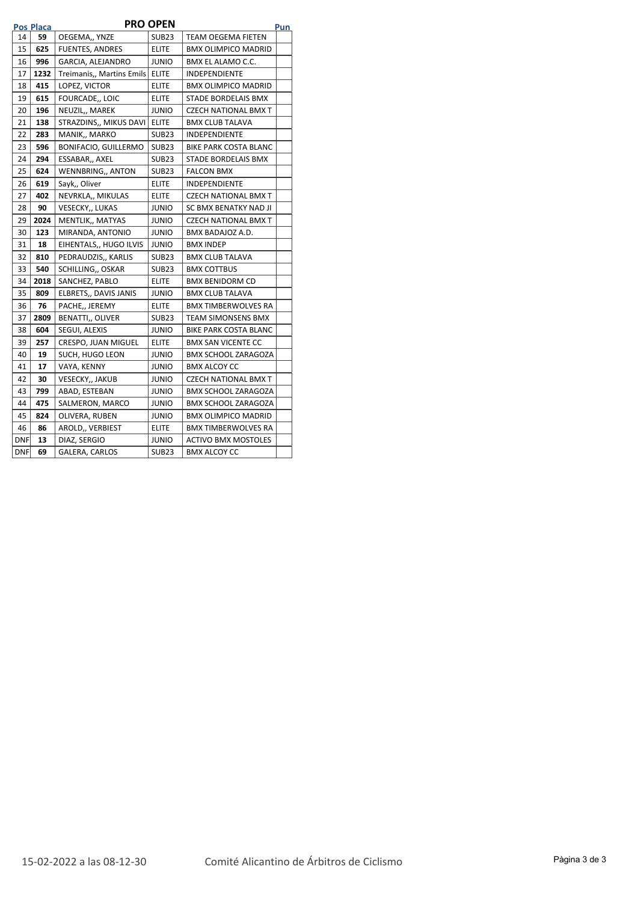| Pos | Placa | PRO OPEN | | | Pun |
|---|---|---|---|---|---|
| 14 | 59 | OEGEMA,, YNZE | SUB23 | TEAM OEGEMA FIETEN | |
| 15 | 625 | FUENTES, ANDRES | ELITE | BMX OLIMPICO MADRID | |
| 16 | 996 | GARCIA, ALEJANDRO | JUNIO | BMX EL ALAMO C.C. | |
| 17 | 1232 | Treimanis,, Martins Emils | ELITE | INDEPENDIENTE | |
| 18 | 415 | LOPEZ, VICTOR | ELITE | BMX OLIMPICO MADRID | |
| 19 | 615 | FOURCADE,, LOIC | ELITE | STADE BORDELAIS BMX | |
| 20 | 196 | NEUZIL,, MAREK | JUNIO | CZECH NATIONAL BMX T | |
| 21 | 138 | STRAZDINS,, MIKUS DAVI | ELITE | BMX CLUB TALAVA | |
| 22 | 283 | MANIK,, MARKO | SUB23 | INDEPENDIENTE | |
| 23 | 596 | BONIFACIO, GUILLERMO | SUB23 | BIKE PARK COSTA BLANC | |
| 24 | 294 | ESSABAR,, AXEL | SUB23 | STADE BORDELAIS BMX | |
| 25 | 624 | WENNBRING,, ANTON | SUB23 | FALCON BMX | |
| 26 | 619 | Sayk,, Oliver | ELITE | INDEPENDIENTE | |
| 27 | 402 | NEVRKLA,, MIKULAS | ELITE | CZECH NATIONAL BMX T | |
| 28 | 90 | VESECKY,, LUKAS | JUNIO | SC BMX BENATKY NAD JI | |
| 29 | 2024 | MENTLIK,, MATYAS | JUNIO | CZECH NATIONAL BMX T | |
| 30 | 123 | MIRANDA, ANTONIO | JUNIO | BMX BADAJOZ A.D. | |
| 31 | 18 | EIHENTALS,, HUGO ILVIS | JUNIO | BMX INDEP | |
| 32 | 810 | PEDRAUDZIS,, KARLIS | SUB23 | BMX CLUB TALAVA | |
| 33 | 540 | SCHILLING,, OSKAR | SUB23 | BMX COTTBUS | |
| 34 | 2018 | SANCHEZ, PABLO | ELITE | BMX BENIDORM CD | |
| 35 | 809 | ELBRETS,, DAVIS JANIS | JUNIO | BMX CLUB TALAVA | |
| 36 | 76 | PACHE,, JEREMY | ELITE | BMX TIMBERWOLVES RA | |
| 37 | 2809 | BENATTI,, OLIVER | SUB23 | TEAM SIMONSENS BMX | |
| 38 | 604 | SEGUI, ALEXIS | JUNIO | BIKE PARK COSTA BLANC | |
| 39 | 257 | CRESPO, JUAN MIGUEL | ELITE | BMX SAN VICENTE CC | |
| 40 | 19 | SUCH, HUGO LEON | JUNIO | BMX SCHOOL ZARAGOZA | |
| 41 | 17 | VAYA, KENNY | JUNIO | BMX ALCOY CC | |
| 42 | 30 | VESECKY,, JAKUB | JUNIO | CZECH NATIONAL BMX T | |
| 43 | 799 | ABAD, ESTEBAN | JUNIO | BMX SCHOOL ZARAGOZA | |
| 44 | 475 | SALMERON, MARCO | JUNIO | BMX SCHOOL ZARAGOZA | |
| 45 | 824 | OLIVERA, RUBEN | JUNIO | BMX OLIMPICO MADRID | |
| 46 | 86 | AROLD,, VERBIEST | ELITE | BMX TIMBERWOLVES RA | |
| DNF | 13 | DIAZ, SERGIO | JUNIO | ACTIVO BMX MOSTOLES | |
| DNF | 69 | GALERA, CARLOS | SUB23 | BMX ALCOY CC | |

15-02-2022 a las 08-12-30 Comité Alicantino de Árbitros de Ciclismo